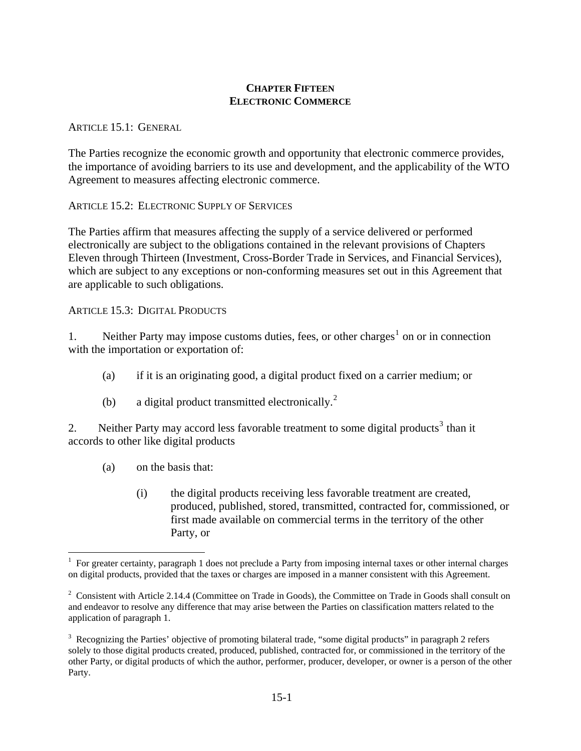# CHAPTER FIFTEEN
# ELECTRONIC COMMERCE

## ARTICLE 15.1: GENERAL

The Parties recognize the economic growth and opportunity that electronic commerce provides, the importance of avoiding barriers to its use and development, and the applicability of the WTO Agreement to measures affecting electronic commerce.

## ARTICLE 15.2: ELECTRONIC SUPPLY OF SERVICES

The Parties affirm that measures affecting the supply of a service delivered or performed electronically are subject to the obligations contained in the relevant provisions of Chapters Eleven through Thirteen (Investment, Cross-Border Trade in Services, and Financial Services), which are subject to any exceptions or non-conforming measures set out in this Agreement that are applicable to such obligations.

## ARTICLE 15.3: DIGITAL PRODUCTS

1. Neither Party may impose customs duties, fees, or other charges[1] on or in connection with the importation or exportation of:

   (a) if it is an originating good, a digital product fixed on a carrier medium; or

   (b) a digital product transmitted electronically.[2]

2. Neither Party may accord less favorable treatment to some digital products[3] than it accords to other like digital products

   (a) on the basis that:

      (i) the digital products receiving less favorable treatment are created, produced, published, stored, transmitted, contracted for, commissioned, or first made available on commercial terms in the territory of the other Party, or

---

[1] For greater certainty, paragraph 1 does not preclude a Party from imposing internal taxes or other internal charges on digital products, provided that the taxes or charges are imposed in a manner consistent with this Agreement.

[2] Consistent with Article 2.14.4 (Committee on Trade in Goods), the Committee on Trade in Goods shall consult on and endeavor to resolve any difference that may arise between the Parties on classification matters related to the application of paragraph 1.

[3] Recognizing the Parties' objective of promoting bilateral trade, "some digital products" in paragraph 2 refers solely to those digital products created, produced, published, contracted for, or commissioned in the territory of the other Party, or digital products of which the author, performer, producer, developer, or owner is a person of the other Party.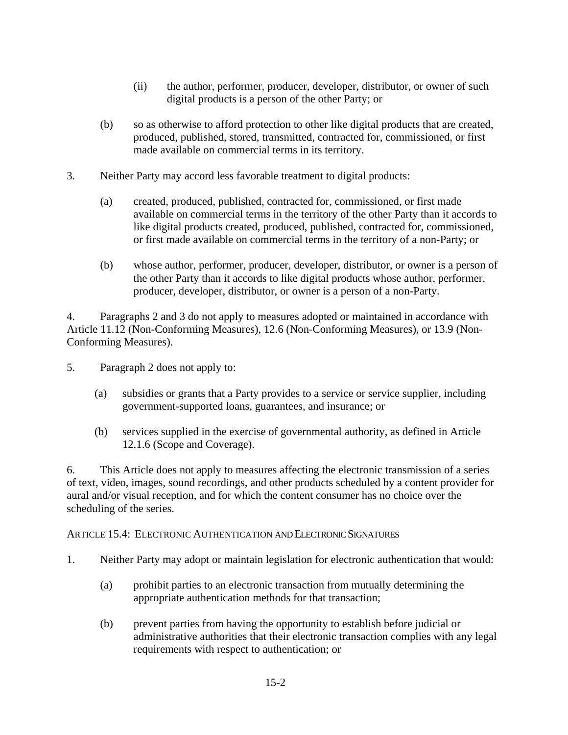(ii) the author, performer, producer, developer, distributor, or owner of such digital products is a person of the other Party; or

(b) so as otherwise to afford protection to other like digital products that are created, produced, published, stored, transmitted, contracted for, commissioned, or first made available on commercial terms in its territory.

3. Neither Party may accord less favorable treatment to digital products:

(a) created, produced, published, contracted for, commissioned, or first made available on commercial terms in the territory of the other Party than it accords to like digital products created, produced, published, contracted for, commissioned, or first made available on commercial terms in the territory of a non-Party; or

(b) whose author, performer, producer, developer, distributor, or owner is a person of the other Party than it accords to like digital products whose author, performer, producer, developer, distributor, or owner is a person of a non-Party.

4. Paragraphs 2 and 3 do not apply to measures adopted or maintained in accordance with Article 11.12 (Non-Conforming Measures), 12.6 (Non-Conforming Measures), or 13.9 (Non-Conforming Measures).

5. Paragraph 2 does not apply to:

(a) subsidies or grants that a Party provides to a service or service supplier, including government-supported loans, guarantees, and insurance; or

(b) services supplied in the exercise of governmental authority, as defined in Article 12.1.6 (Scope and Coverage).

6. This Article does not apply to measures affecting the electronic transmission of a series of text, video, images, sound recordings, and other products scheduled by a content provider for aural and/or visual reception, and for which the content consumer has no choice over the scheduling of the series.

## ARTICLE 15.4: ELECTRONIC AUTHENTICATION AND ELECTRONIC SIGNATURES

1. Neither Party may adopt or maintain legislation for electronic authentication that would:

(a) prohibit parties to an electronic transaction from mutually determining the appropriate authentication methods for that transaction;

(b) prevent parties from having the opportunity to establish before judicial or administrative authorities that their electronic transaction complies with any legal requirements with respect to authentication; or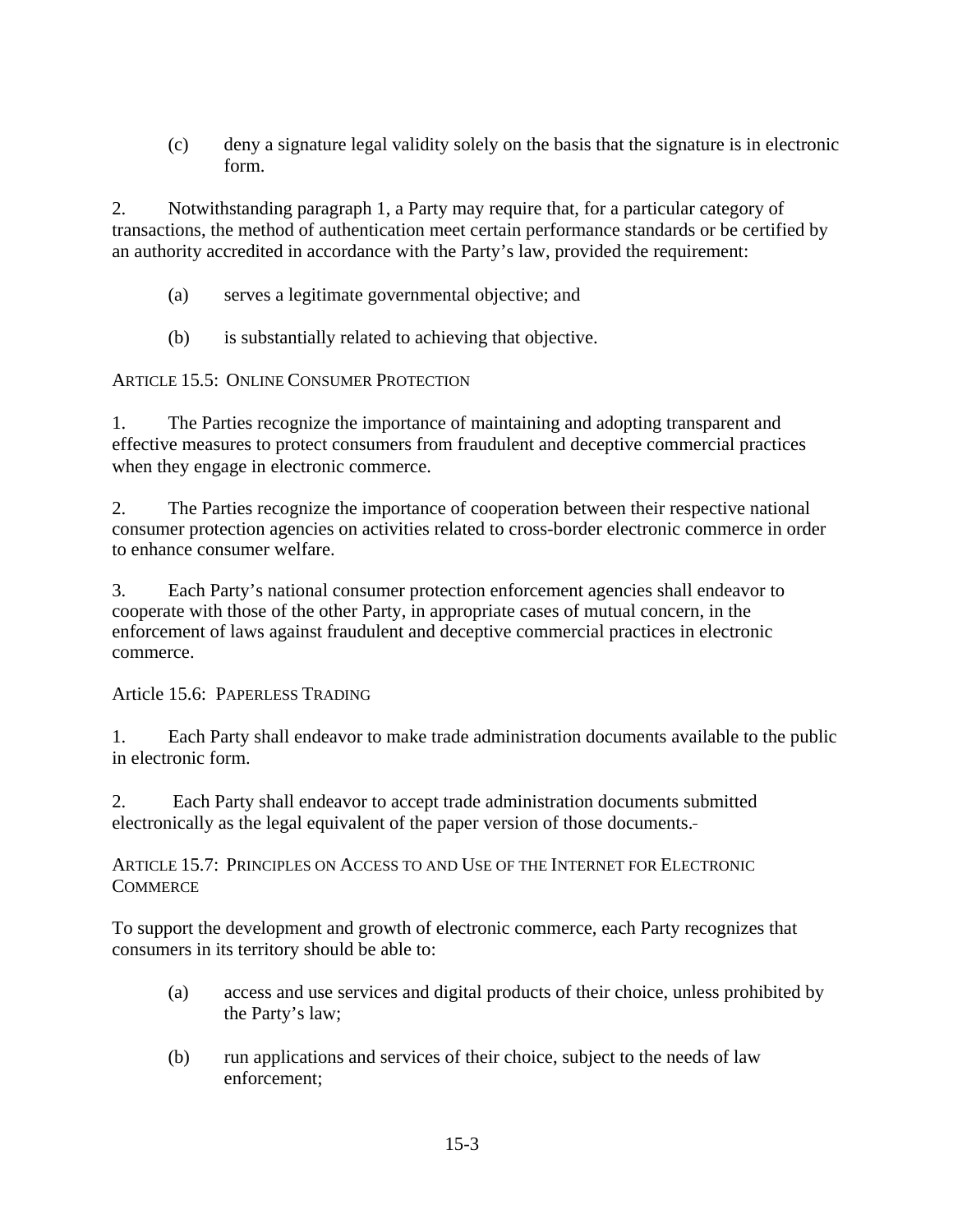(c) deny a signature legal validity solely on the basis that the signature is in electronic form.

2. Notwithstanding paragraph 1, a Party may require that, for a particular category of transactions, the method of authentication meet certain performance standards or be certified by an authority accredited in accordance with the Party's law, provided the requirement:

(a) serves a legitimate governmental objective; and

(b) is substantially related to achieving that objective.

### ARTICLE 15.5: ONLINE CONSUMER PROTECTION

1. The Parties recognize the importance of maintaining and adopting transparent and effective measures to protect consumers from fraudulent and deceptive commercial practices when they engage in electronic commerce.

2. The Parties recognize the importance of cooperation between their respective national consumer protection agencies on activities related to cross-border electronic commerce in order to enhance consumer welfare.

3. Each Party's national consumer protection enforcement agencies shall endeavor to cooperate with those of the other Party, in appropriate cases of mutual concern, in the enforcement of laws against fraudulent and deceptive commercial practices in electronic commerce.

### Article 15.6: PAPERLESS TRADING

1. Each Party shall endeavor to make trade administration documents available to the public in electronic form.

2. Each Party shall endeavor to accept trade administration documents submitted electronically as the legal equivalent of the paper version of those documents.

### ARTICLE 15.7: PRINCIPLES ON ACCESS TO AND USE OF THE INTERNET FOR ELECTRONIC COMMERCE

To support the development and growth of electronic commerce, each Party recognizes that consumers in its territory should be able to:

(a) access and use services and digital products of their choice, unless prohibited by the Party's law;

(b) run applications and services of their choice, subject to the needs of law enforcement;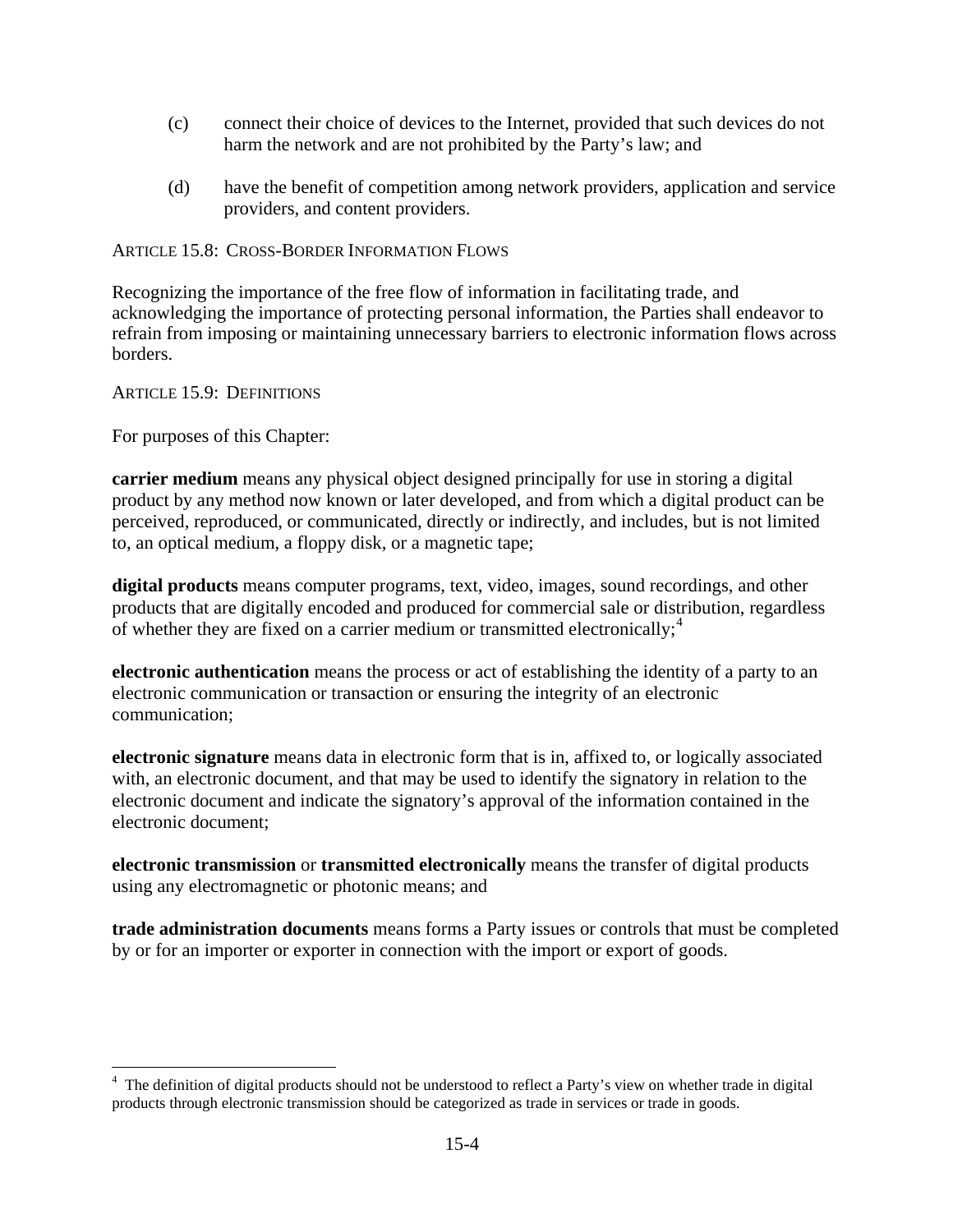(c) connect their choice of devices to the Internet, provided that such devices do not harm the network and are not prohibited by the Party's law; and

(d) have the benefit of competition among network providers, application and service providers, and content providers.

ARTICLE 15.8: CROSS-BORDER INFORMATION FLOWS

Recognizing the importance of the free flow of information in facilitating trade, and acknowledging the importance of protecting personal information, the Parties shall endeavor to refrain from imposing or maintaining unnecessary barriers to electronic information flows across borders.

ARTICLE 15.9: DEFINITIONS

For purposes of this Chapter:

**carrier medium** means any physical object designed principally for use in storing a digital product by any method now known or later developed, and from which a digital product can be perceived, reproduced, or communicated, directly or indirectly, and includes, but is not limited to, an optical medium, a floppy disk, or a magnetic tape;

**digital products** means computer programs, text, video, images, sound recordings, and other products that are digitally encoded and produced for commercial sale or distribution, regardless of whether they are fixed on a carrier medium or transmitted electronically;[4]

**electronic authentication** means the process or act of establishing the identity of a party to an electronic communication or transaction or ensuring the integrity of an electronic communication;

**electronic signature** means data in electronic form that is in, affixed to, or logically associated with, an electronic document, and that may be used to identify the signatory in relation to the electronic document and indicate the signatory's approval of the information contained in the electronic document;

**electronic transmission** or **transmitted electronically** means the transfer of digital products using any electromagnetic or photonic means; and

**trade administration documents** means forms a Party issues or controls that must be completed by or for an importer or exporter in connection with the import or export of goods.

[4] The definition of digital products should not be understood to reflect a Party's view on whether trade in digital products through electronic transmission should be categorized as trade in services or trade in goods.